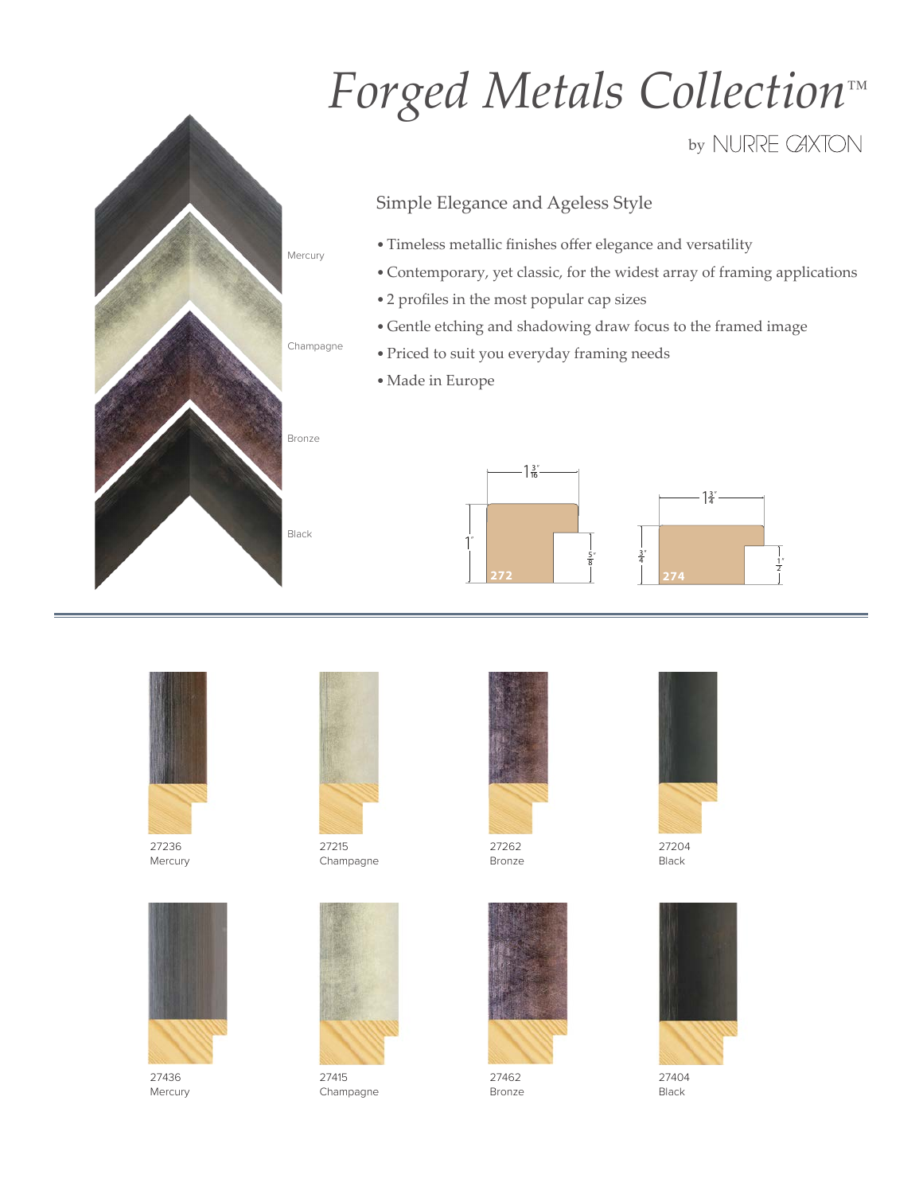# *Forged Metals Collection™*

by NURRE CAXTON

Mercury

Champagne

Bronze

Black

## Simple Elegance and Ageless Style

- Timeless metallic finishes offer elegance and versatility
- Contemporary, yet classic, for the widest array of framing applications
- 2 profiles in the most popular cap sizes
- Gentle etching and shadowing draw focus to the framed image
- Priced to suit you everyday framing needs
- Made in Europe

272: $1\frac{3}{16}"$ wide, $1"$ high, $\frac{5}{8}"$ rabbet

274: $1\frac{3}{4}"$ wide, $\frac{3}{4}"$ high, $\frac{1}{2}"$ rabbet

27236
Mercury

27215
Champagne

27262
Bronze

27204
Black

27436
Mercury

27415
Champagne

27462
Bronze

27404
Black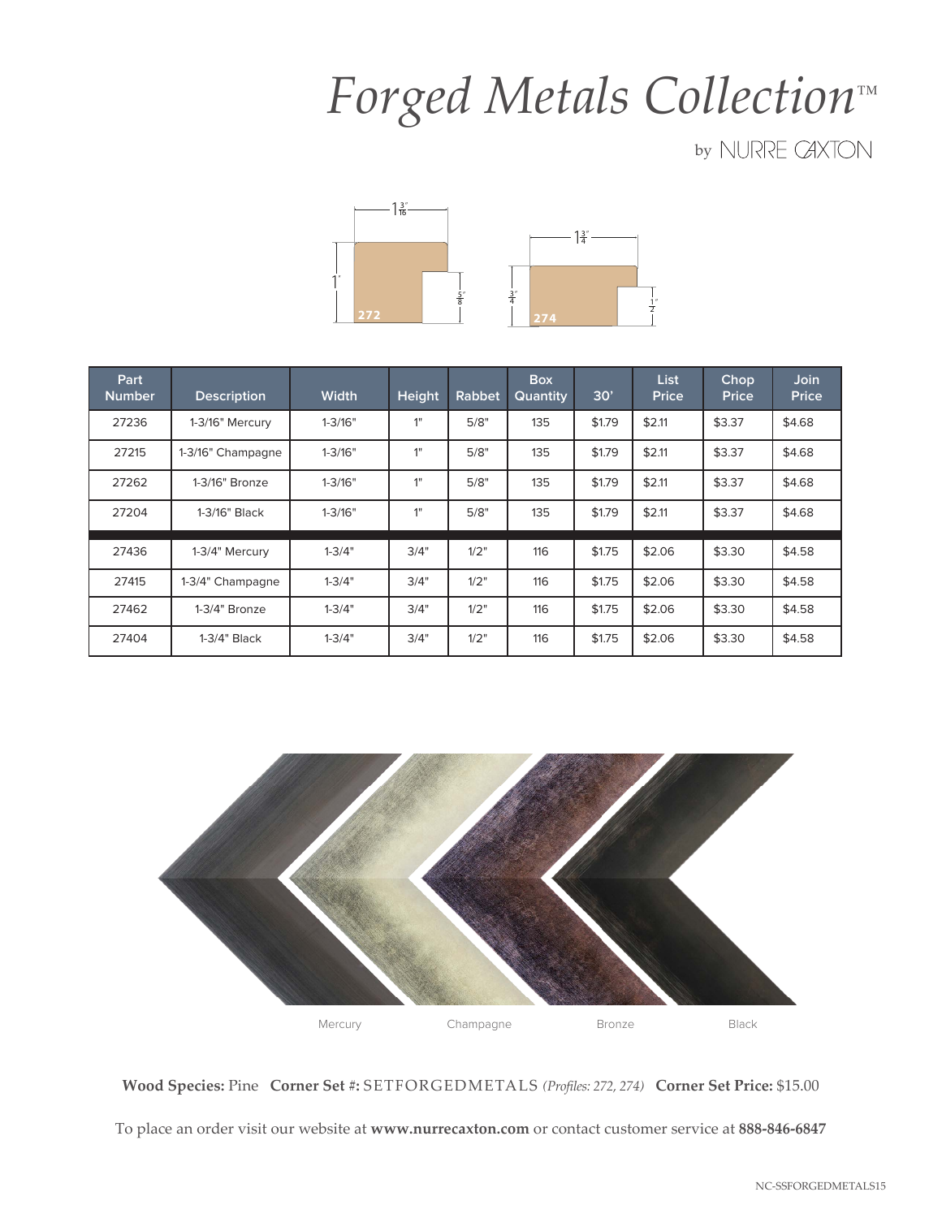# *Forged Metals Collection*™

by NURRE CAXTON

1 3/16"
1"
5/8"
272

1 3/4"
3/4"
1/2"
274

| Part Number | Description | Width | Height | Rabbet | Box Quantity | 30' | List Price | Chop Price | Join Price |
|---|---|---|---|---|---|---|---|---|---|
| 27236 | 1-3/16" Mercury | 1-3/16" | 1" | 5/8" | 135 | $1.79 | $2.11 | $3.37 | $4.68 |
| 27215 | 1-3/16" Champagne | 1-3/16" | 1" | 5/8" | 135 | $1.79 | $2.11 | $3.37 | $4.68 |
| 27262 | 1-3/16" Bronze | 1-3/16" | 1" | 5/8" | 135 | $1.79 | $2.11 | $3.37 | $4.68 |
| 27204 | 1-3/16" Black | 1-3/16" | 1" | 5/8" | 135 | $1.79 | $2.11 | $3.37 | $4.68 |
| 27436 | 1-3/4" Mercury | 1-3/4" | 3/4" | 1/2" | 116 | $1.75 | $2.06 | $3.30 | $4.58 |
| 27415 | 1-3/4" Champagne | 1-3/4" | 3/4" | 1/2" | 116 | $1.75 | $2.06 | $3.30 | $4.58 |
| 27462 | 1-3/4" Bronze | 1-3/4" | 3/4" | 1/2" | 116 | $1.75 | $2.06 | $3.30 | $4.58 |
| 27404 | 1-3/4" Black | 1-3/4" | 3/4" | 1/2" | 116 | $1.75 | $2.06 | $3.30 | $4.58 |

Mercury Champagne Bronze Black

**Wood Species:** Pine **Corner Set #:** SETFORGEDMETALS *(Profiles: 272, 274)* **Corner Set Price:** $15.00

To place an order visit our website at **www.nurrecaxton.com** or contact customer service at **888-846-6847**

NC-SSFORGEDMETALS15